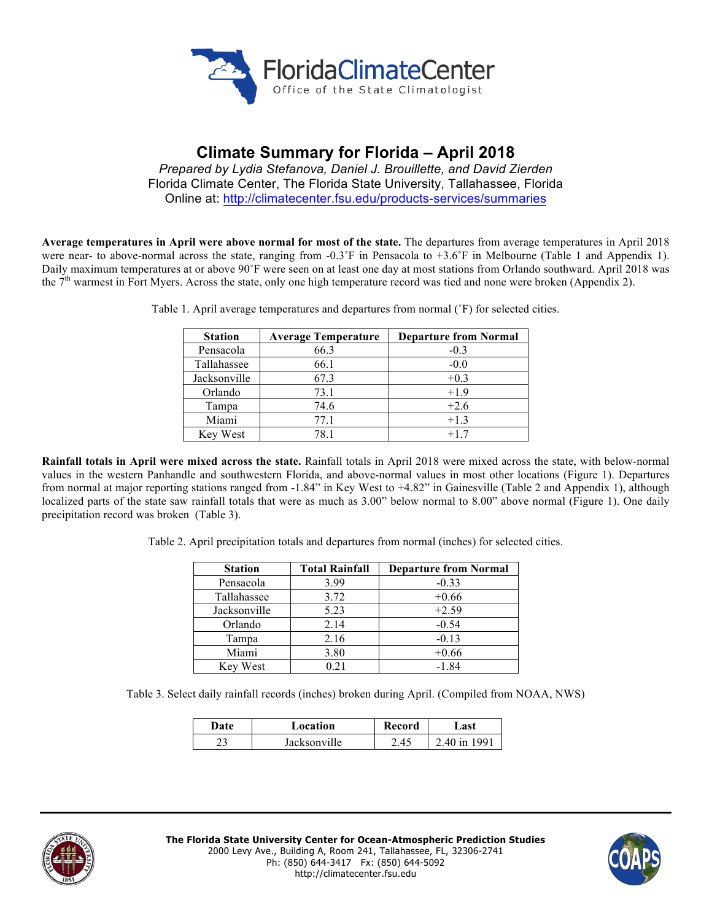Florida Climate Center
Office of the State Climatologist

# Climate Summary for Florida – April 2018

*Prepared by Lydia Stefanova, Daniel J. Brouillette, and David Zierden*
Florida Climate Center, The Florida State University, Tallahassee, Florida
Online at: http://climatecenter.fsu.edu/products-services/summaries

**Average temperatures in April were above normal for most of the state.** The departures from average temperatures in April 2018 were near- to above-normal across the state, ranging from -0.3˚F in Pensacola to +3.6˚F in Melbourne (Table 1 and Appendix 1). Daily maximum temperatures at or above 90˚F were seen on at least one day at most stations from Orlando southward. April 2018 was the 7th warmest in Fort Myers. Across the state, only one high temperature record was tied and none were broken (Appendix 2).

Table 1. April average temperatures and departures from normal (˚F) for selected cities.

| Station | Average Temperature | Departure from Normal |
|---|---|---|
| Pensacola | 66.3 | -0.3 |
| Tallahassee | 66.1 | -0.0 |
| Jacksonville | 67.3 | +0.3 |
| Orlando | 73.1 | +1.9 |
| Tampa | 74.6 | +2.6 |
| Miami | 77.1 | +1.3 |
| Key West | 78.1 | +1.7 |

**Rainfall totals in April were mixed across the state.** Rainfall totals in April 2018 were mixed across the state, with below-normal values in the western Panhandle and southwestern Florida, and above-normal values in most other locations (Figure 1). Departures from normal at major reporting stations ranged from -1.84" in Key West to +4.82" in Gainesville (Table 2 and Appendix 1), although localized parts of the state saw rainfall totals that were as much as 3.00" below normal to 8.00" above normal (Figure 1). One daily precipitation record was broken (Table 3).

Table 2. April precipitation totals and departures from normal (inches) for selected cities.

| Station | Total Rainfall | Departure from Normal |
|---|---|---|
| Pensacola | 3.99 | -0.33 |
| Tallahassee | 3.72 | +0.66 |
| Jacksonville | 5.23 | +2.59 |
| Orlando | 2.14 | -0.54 |
| Tampa | 2.16 | -0.13 |
| Miami | 3.80 | +0.66 |
| Key West | 0.21 | -1.84 |

Table 3. Select daily rainfall records (inches) broken during April. (Compiled from NOAA, NWS)

| Date | Location | Record | Last |
|---|---|---|---|
| 23 | Jacksonville | 2.45 | 2.40 in 1991 |

**The Florida State University Center for Ocean-Atmospheric Prediction Studies**
2000 Levy Ave., Building A, Room 241, Tallahassee, FL, 32306-2741
Ph: (850) 644-3417 Fx: (850) 644-5092
http://climatecenter.fsu.edu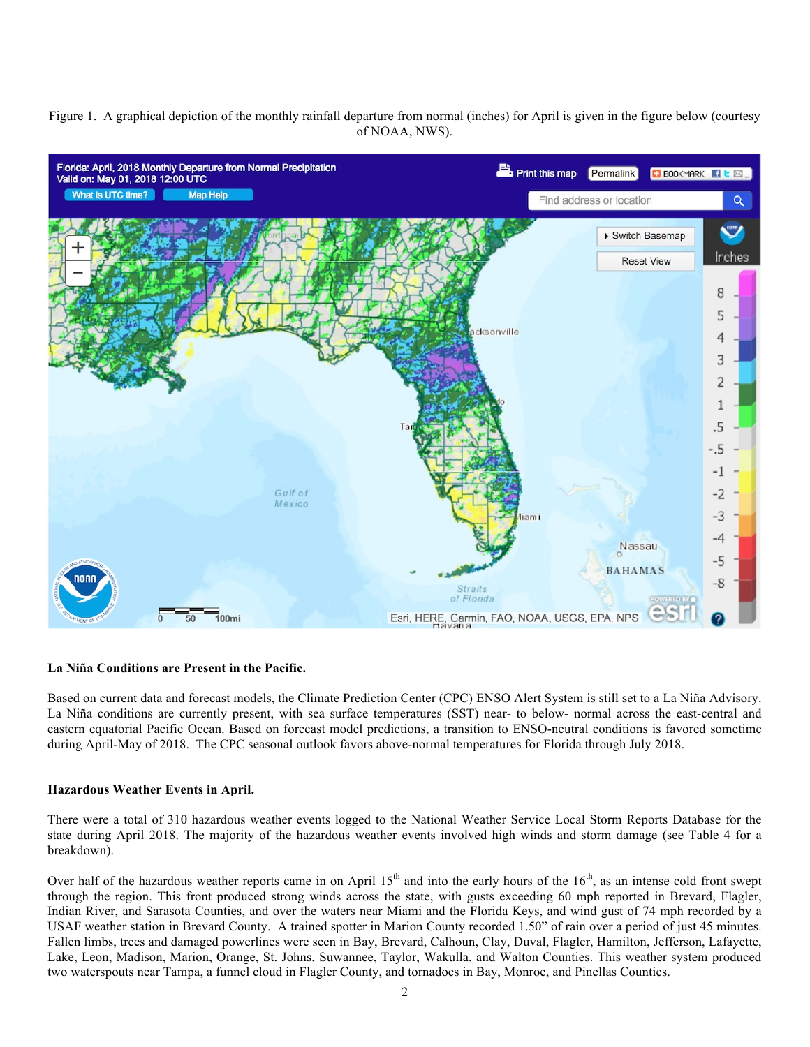Figure 1. A graphical depiction of the monthly rainfall departure from normal (inches) for April is given in the figure below (courtesy of NOAA, NWS).

**La Niña Conditions are Present in the Pacific.**

Based on current data and forecast models, the Climate Prediction Center (CPC) ENSO Alert System is still set to a La Niña Advisory. La Niña conditions are currently present, with sea surface temperatures (SST) near- to below- normal across the east-central and eastern equatorial Pacific Ocean. Based on forecast model predictions, a transition to ENSO-neutral conditions is favored sometime during April-May of 2018. The CPC seasonal outlook favors above-normal temperatures for Florida through July 2018.

**Hazardous Weather Events in April.**

There were a total of 310 hazardous weather events logged to the National Weather Service Local Storm Reports Database for the state during April 2018. The majority of the hazardous weather events involved high winds and storm damage (see Table 4 for a breakdown).

Over half of the hazardous weather reports came in on April 15th and into the early hours of the 16th, as an intense cold front swept through the region. This front produced strong winds across the state, with gusts exceeding 60 mph reported in Brevard, Flagler, Indian River, and Sarasota Counties, and over the waters near Miami and the Florida Keys, and wind gust of 74 mph recorded by a USAF weather station in Brevard County. A trained spotter in Marion County recorded 1.50" of rain over a period of just 45 minutes. Fallen limbs, trees and damaged powerlines were seen in Bay, Brevard, Calhoun, Clay, Duval, Flagler, Hamilton, Jefferson, Lafayette, Lake, Leon, Madison, Marion, Orange, St. Johns, Suwannee, Taylor, Wakulla, and Walton Counties. This weather system produced two waterspouts near Tampa, a funnel cloud in Flagler County, and tornadoes in Bay, Monroe, and Pinellas Counties.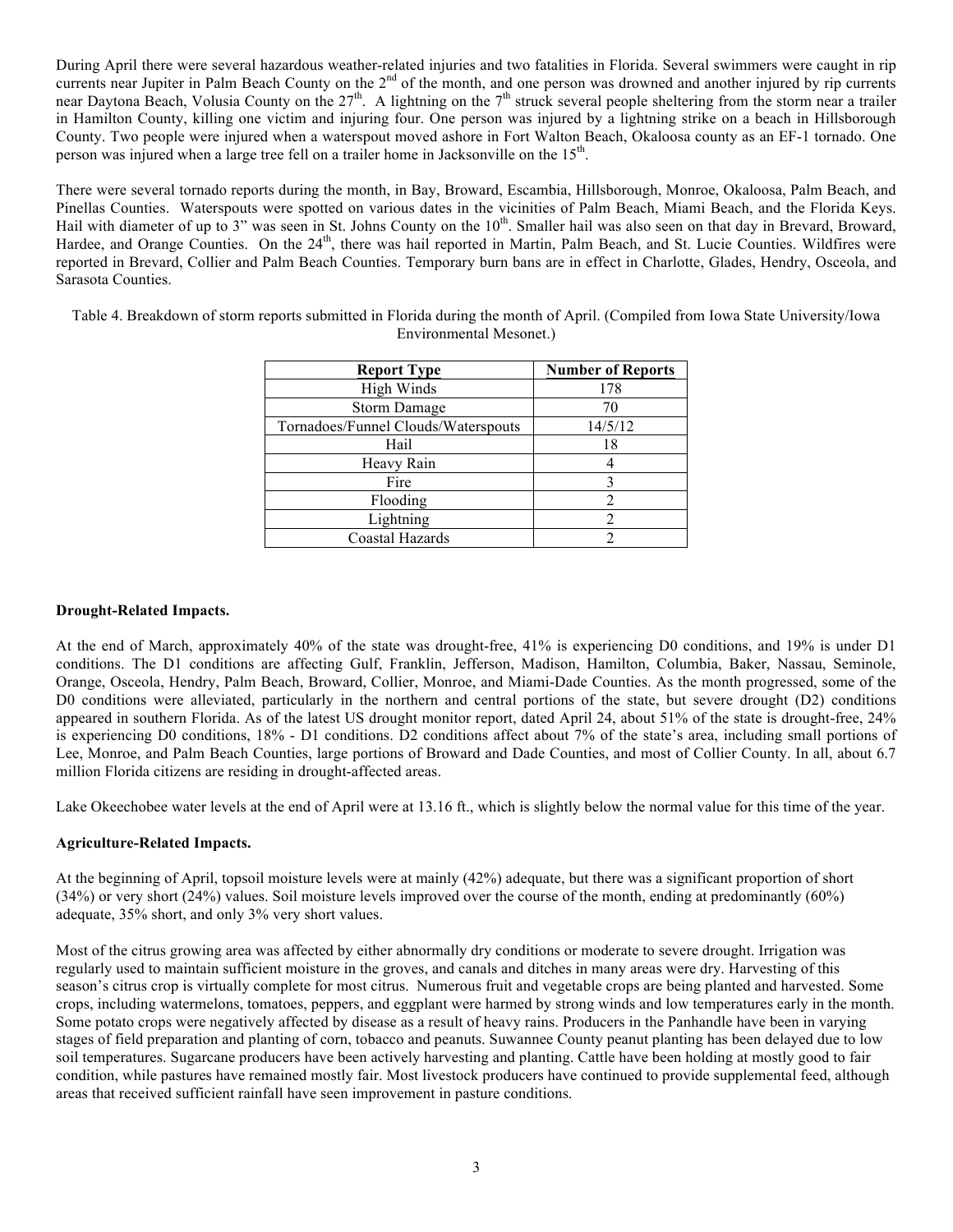During April there were several hazardous weather-related injuries and two fatalities in Florida. Several swimmers were caught in rip currents near Jupiter in Palm Beach County on the 2nd of the month, and one person was drowned and another injured by rip currents near Daytona Beach, Volusia County on the 27th. A lightning on the 7th struck several people sheltering from the storm near a trailer in Hamilton County, killing one victim and injuring four. One person was injured by a lightning strike on a beach in Hillsborough County. Two people were injured when a waterspout moved ashore in Fort Walton Beach, Okaloosa county as an EF-1 tornado. One person was injured when a large tree fell on a trailer home in Jacksonville on the 15th.

There were several tornado reports during the month, in Bay, Broward, Escambia, Hillsborough, Monroe, Okaloosa, Palm Beach, and Pinellas Counties. Waterspouts were spotted on various dates in the vicinities of Palm Beach, Miami Beach, and the Florida Keys. Hail with diameter of up to 3" was seen in St. Johns County on the 10th. Smaller hail was also seen on that day in Brevard, Broward, Hardee, and Orange Counties. On the 24th, there was hail reported in Martin, Palm Beach, and St. Lucie Counties. Wildfires were reported in Brevard, Collier and Palm Beach Counties. Temporary burn bans are in effect in Charlotte, Glades, Hendry, Osceola, and Sarasota Counties.

Table 4. Breakdown of storm reports submitted in Florida during the month of April. (Compiled from Iowa State University/Iowa Environmental Mesonet.)

| Report Type | Number of Reports |
|---|---|
| High Winds | 178 |
| Storm Damage | 70 |
| Tornadoes/Funnel Clouds/Waterspouts | 14/5/12 |
| Hail | 18 |
| Heavy Rain | 4 |
| Fire | 3 |
| Flooding | 2 |
| Lightning | 2 |
| Coastal Hazards | 2 |

**Drought-Related Impacts.**

At the end of March, approximately 40% of the state was drought-free, 41% is experiencing D0 conditions, and 19% is under D1 conditions. The D1 conditions are affecting Gulf, Franklin, Jefferson, Madison, Hamilton, Columbia, Baker, Nassau, Seminole, Orange, Osceola, Hendry, Palm Beach, Broward, Collier, Monroe, and Miami-Dade Counties. As the month progressed, some of the D0 conditions were alleviated, particularly in the northern and central portions of the state, but severe drought (D2) conditions appeared in southern Florida. As of the latest US drought monitor report, dated April 24, about 51% of the state is drought-free, 24% is experiencing D0 conditions, 18% - D1 conditions. D2 conditions affect about 7% of the state's area, including small portions of Lee, Monroe, and Palm Beach Counties, large portions of Broward and Dade Counties, and most of Collier County. In all, about 6.7 million Florida citizens are residing in drought-affected areas.

Lake Okeechobee water levels at the end of April were at 13.16 ft., which is slightly below the normal value for this time of the year.

**Agriculture-Related Impacts.**

At the beginning of April, topsoil moisture levels were at mainly (42%) adequate, but there was a significant proportion of short (34%) or very short (24%) values. Soil moisture levels improved over the course of the month, ending at predominantly (60%) adequate, 35% short, and only 3% very short values.

Most of the citrus growing area was affected by either abnormally dry conditions or moderate to severe drought. Irrigation was regularly used to maintain sufficient moisture in the groves, and canals and ditches in many areas were dry. Harvesting of this season's citrus crop is virtually complete for most citrus. Numerous fruit and vegetable crops are being planted and harvested. Some crops, including watermelons, tomatoes, peppers, and eggplant were harmed by strong winds and low temperatures early in the month. Some potato crops were negatively affected by disease as a result of heavy rains. Producers in the Panhandle have been in varying stages of field preparation and planting of corn, tobacco and peanuts. Suwannee County peanut planting has been delayed due to low soil temperatures. Sugarcane producers have been actively harvesting and planting. Cattle have been holding at mostly good to fair condition, while pastures have remained mostly fair. Most livestock producers have continued to provide supplemental feed, although areas that received sufficient rainfall have seen improvement in pasture conditions.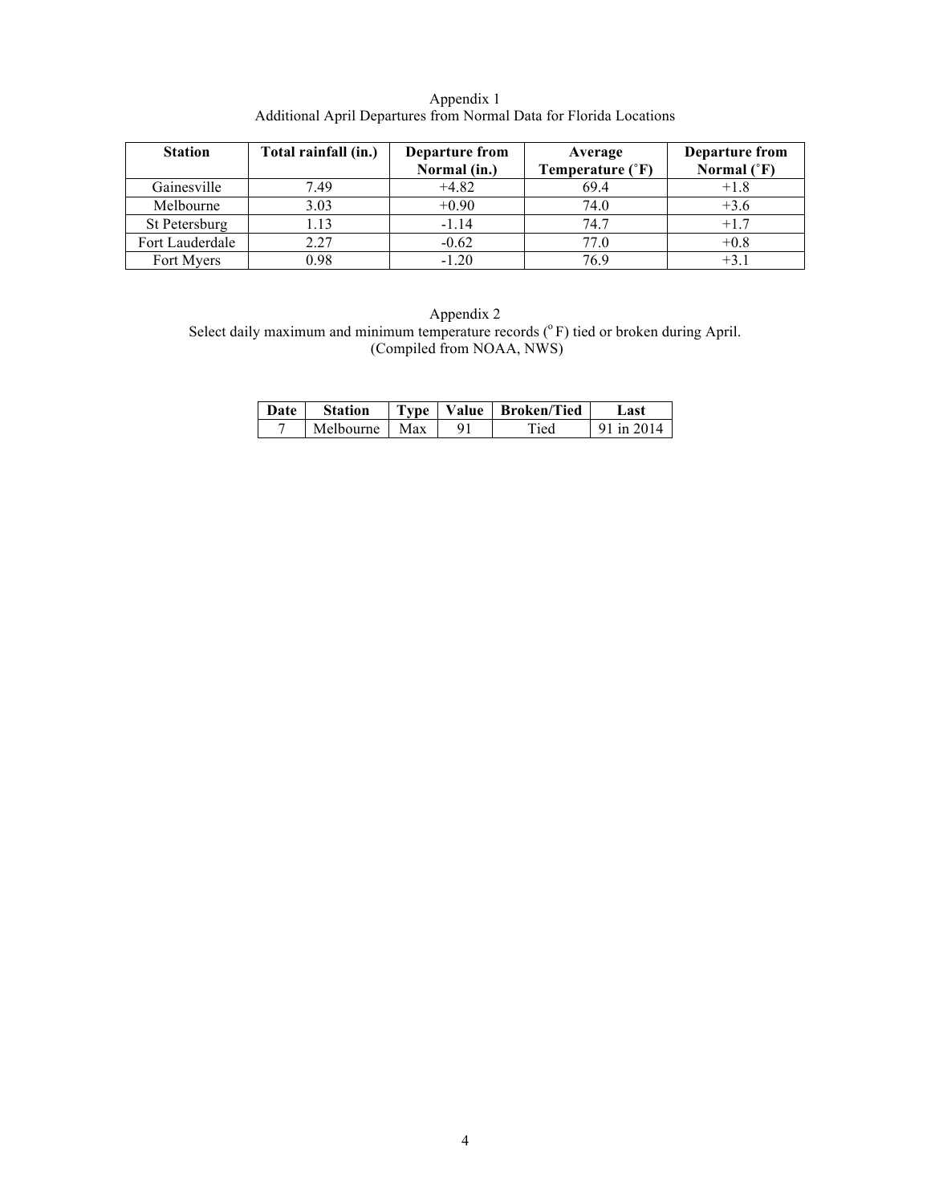Appendix 1

Additional April Departures from Normal Data for Florida Locations

| Station | Total rainfall (in.) | Departure from Normal (in.) | Average Temperature (˚F) | Departure from Normal (˚F) |
|---|---|---|---|---|
| Gainesville | 7.49 | +4.82 | 69.4 | +1.8 |
| Melbourne | 3.03 | +0.90 | 74.0 | +3.6 |
| St Petersburg | 1.13 | -1.14 | 74.7 | +1.7 |
| Fort Lauderdale | 2.27 | -0.62 | 77.0 | +0.8 |
| Fort Myers | 0.98 | -1.20 | 76.9 | +3.1 |

Appendix 2

Select daily maximum and minimum temperature records ($^{o}$F) tied or broken during April.

(Compiled from NOAA, NWS)

| Date | Station | Type | Value | Broken/Tied | Last |
|---|---|---|---|---|---|
| 7 | Melbourne | Max | 91 | Tied | 91 in 2014 |